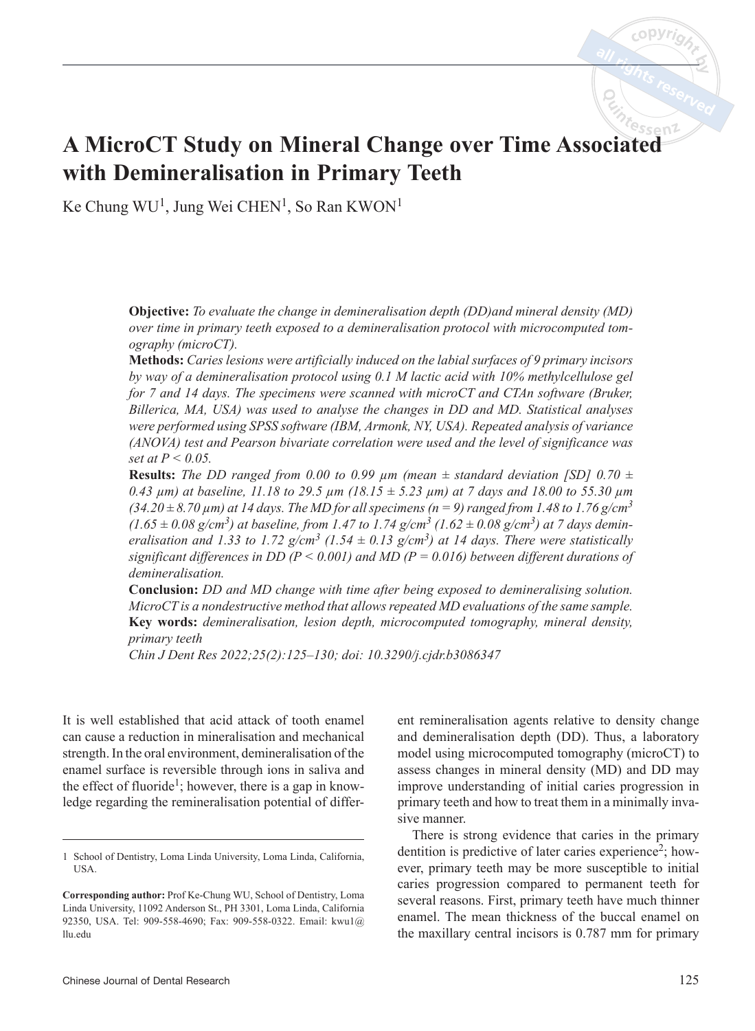# A MicroCT Study on Mineral Change over Time Associated with Demineralisation in Primary Teeth

Ke Chung WU[1], Jung Wei CHEN[1], So Ran KWON[1]

**Objective:** *To evaluate the change in demineralisation depth (DD)and mineral density (MD) over time in primary teeth exposed to a demineralisation protocol with microcomputed tomography (microCT).*

**Methods:** *Caries lesions were artificially induced on the labial surfaces of 9 primary incisors by way of a demineralisation protocol using 0.1 M lactic acid with 10% methylcellulose gel for 7 and 14 days. The specimens were scanned with microCT and CTAn software (Bruker, Billerica, MA, USA) was used to analyse the changes in DD and MD. Statistical analyses were performed using SPSS software (IBM, Armonk, NY, USA). Repeated analysis of variance (ANOVA) test and Pearson bivariate correlation were used and the level of significance was set at $P < 0.05$.*

**Results:** *The DD ranged from 0.00 to 0.99 µm (mean ± standard deviation [SD] 0.70 ± 0.43 µm) at baseline, 11.18 to 29.5 µm (18.15 ± 5.23 µm) at 7 days and 18.00 to 55.30 µm (34.20 ± 8.70 µm) at 14 days. The MD for all specimens (n = 9) ranged from 1.48 to 1.76 g/cm$^3$ (1.65 ± 0.08 g/cm$^3$) at baseline, from 1.47 to 1.74 g/cm$^3$ (1.62 ± 0.08 g/cm$^3$) at 7 days demineralisation and 1.33 to 1.72 g/cm$^3$ (1.54 ± 0.13 g/cm$^3$) at 14 days. There were statistically significant differences in DD ($P < 0.001$) and MD ($P = 0.016$) between different durations of demineralisation.*

**Conclusion:** *DD and MD change with time after being exposed to demineralising solution. MicroCT is a nondestructive method that allows repeated MD evaluations of the same sample.*

**Key words:** *demineralisation, lesion depth, microcomputed tomography, mineral density, primary teeth*

*Chin J Dent Res 2022;25(2):125–130; doi: 10.3290/j.cjdr.b3086347*

It is well established that acid attack of tooth enamel can cause a reduction in mineralisation and mechanical strength. In the oral environment, demineralisation of the enamel surface is reversible through ions in saliva and the effect of fluoride[1]; however, there is a gap in knowledge regarding the remineralisation potential of different remineralisation agents relative to density change and demineralisation depth (DD). Thus, a laboratory model using microcomputed tomography (microCT) to assess changes in mineral density (MD) and DD may improve understanding of initial caries progression in primary teeth and how to treat them in a minimally invasive manner.

There is strong evidence that caries in the primary dentition is predictive of later caries experience[2]; however, primary teeth may be more susceptible to initial caries progression compared to permanent teeth for several reasons. First, primary teeth have much thinner enamel. The mean thickness of the buccal enamel on the maxillary central incisors is 0.787 mm for primary

1 School of Dentistry, Loma Linda University, Loma Linda, California, USA.

**Corresponding author:** Prof Ke-Chung WU, School of Dentistry, Loma Linda University, 11092 Anderson St., PH 3301, Loma Linda, California 92350, USA. Tel: 909-558-4690; Fax: 909-558-0322. Email: kwu1@llu.edu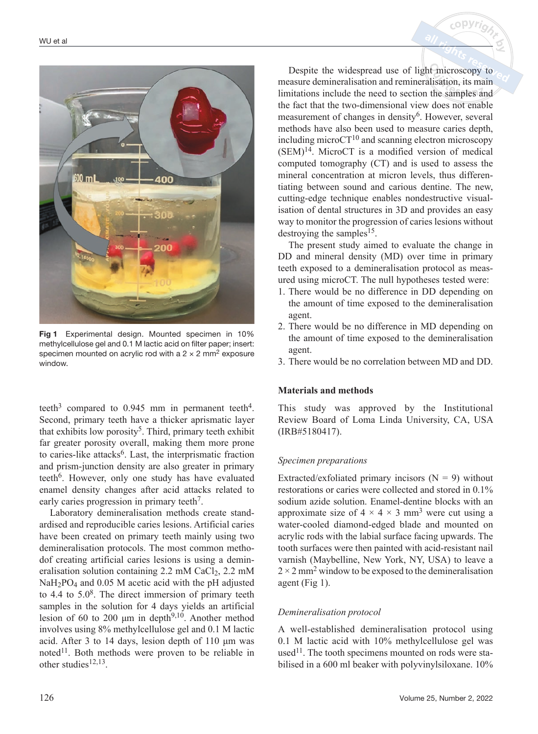Fig 1 Experimental design. Mounted specimen in 10% methylcellulose gel and 0.1 M lactic acid on filter paper; insert: specimen mounted on acrylic rod with a 2 × 2 $mm^2$ exposure window.

teeth[3] compared to 0.945 mm in permanent teeth[4]. Second, primary teeth have a thicker aprismatic layer that exhibits low porosity[5]. Third, primary teeth exhibit far greater porosity overall, making them more prone to caries-like attacks[6]. Last, the interprismatic fraction and prism-junction density are also greater in primary teeth[6]. However, only one study has have evaluated enamel density changes after acid attacks related to early caries progression in primary teeth[7].

Laboratory demineralisation methods create standardised and reproducible caries lesions. Artificial caries have been created on primary teeth mainly using two demineralisation protocols. The most common methodof creating artificial caries lesions is using a demineralisation solution containing 2.2 mM $CaCl_2$, 2.2 mM $NaH_2PO_4$ and 0.05 M acetic acid with the pH adjusted to 4.4 to 5.0[8]. The direct immersion of primary teeth samples in the solution for 4 days yields an artificial lesion of 60 to 200 µm in depth[9,10]. Another method involves using 8% methylcellulose gel and 0.1 M lactic acid. After 3 to 14 days, lesion depth of 110 µm was noted[11]. Both methods were proven to be reliable in other studies[12,13].

Despite the widespread use of light microscopy to measure demineralisation and remineralisation, its main limitations include the need to section the samples and the fact that the two-dimensional view does not enable measurement of changes in density[6]. However, several methods have also been used to measure caries depth, including microCT[10] and scanning electron microscopy (SEM)[14]. MicroCT is a modified version of medical computed tomography (CT) and is used to assess the mineral concentration at micron levels, thus differentiating between sound and carious dentine. The new, cutting-edge technique enables nondestructive visualisation of dental structures in 3D and provides an easy way to monitor the progression of caries lesions without destroying the samples[15].

The present study aimed to evaluate the change in DD and mineral density (MD) over time in primary teeth exposed to a demineralisation protocol as measured using microCT. The null hypotheses tested were:

1. There would be no difference in DD depending on the amount of time exposed to the demineralisation agent.
2. There would be no difference in MD depending on the amount of time exposed to the demineralisation agent.
3. There would be no correlation between MD and DD.

## Materials and methods

This study was approved by the Institutional Review Board of Loma Linda University, CA, USA (IRB#5180417).

### *Specimen preparations*

Extracted/exfoliated primary incisors (N = 9) without restorations or caries were collected and stored in 0.1% sodium azide solution. Enamel-dentine blocks with an approximate size of 4 × 4 × 3 $mm^3$ were cut using a water-cooled diamond-edged blade and mounted on acrylic rods with the labial surface facing upwards. The tooth surfaces were then painted with acid-resistant nail varnish (Maybelline, New York, NY, USA) to leave a 2 × 2 $mm^2$ window to be exposed to the demineralisation agent (Fig 1).

### *Demineralisation protocol*

A well-established demineralisation protocol using 0.1 M lactic acid with 10% methylcellulose gel was used[11]. The tooth specimens mounted on rods were stabilised in a 600 ml beaker with polyvinylsiloxane. 10%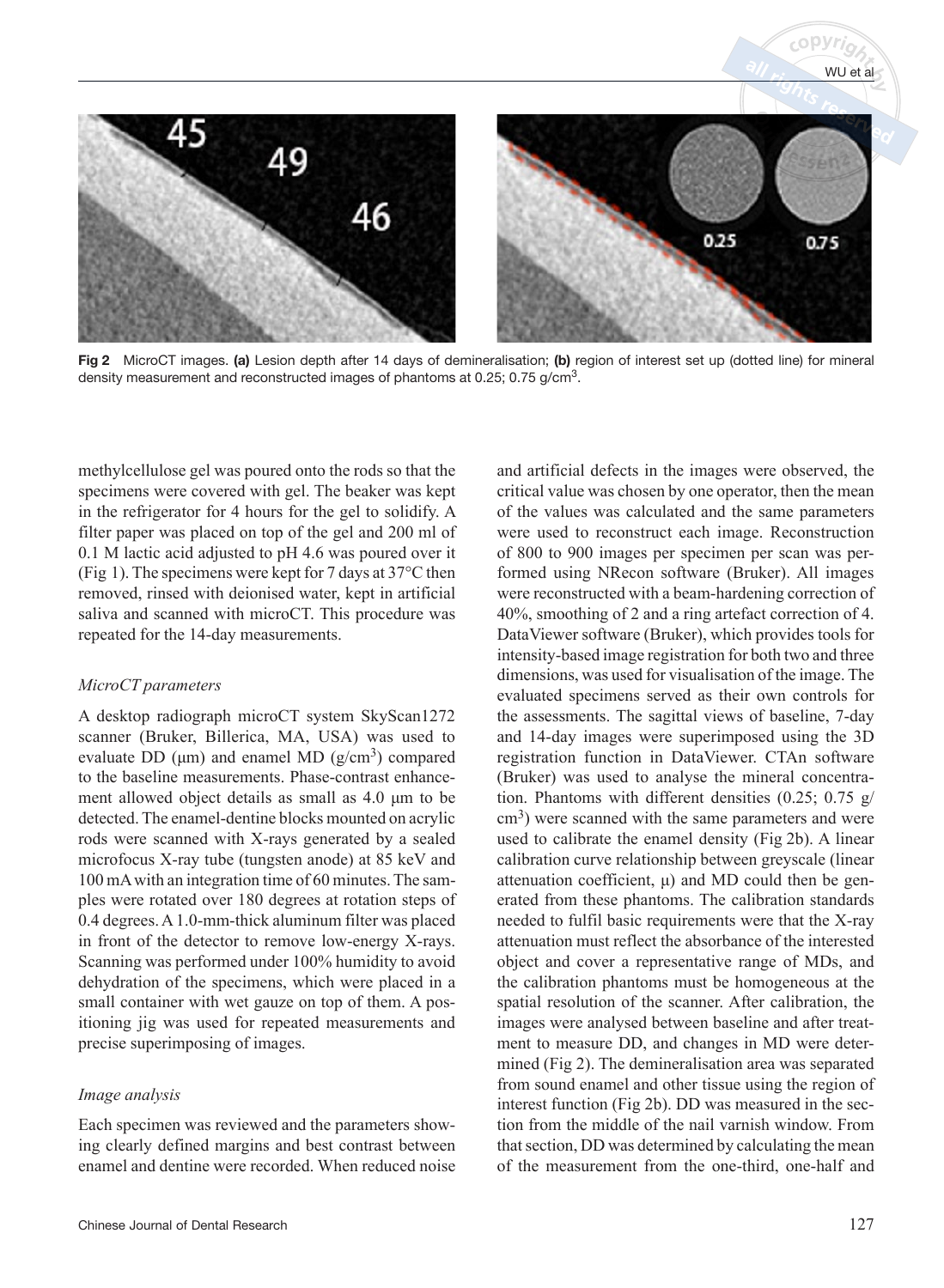Fig 2 MicroCT images. **(a)** Lesion depth after 14 days of demineralisation; **(b)** region of interest set up (dotted line) for mineral density measurement and reconstructed images of phantoms at 0.25; 0.75 g/cm$^3$.

methylcellulose gel was poured onto the rods so that the specimens were covered with gel. The beaker was kept in the refrigerator for 4 hours for the gel to solidify. A filter paper was placed on top of the gel and 200 ml of 0.1 M lactic acid adjusted to pH 4.6 was poured over it (Fig 1). The specimens were kept for 7 days at 37°C then removed, rinsed with deionised water, kept in artificial saliva and scanned with microCT. This procedure was repeated for the 14-day measurements.

*MicroCT parameters*

A desktop radiograph microCT system SkyScan1272 scanner (Bruker, Billerica, MA, USA) was used to evaluate DD (μm) and enamel MD (g/cm$^3$) compared to the baseline measurements. Phase-contrast enhancement allowed object details as small as 4.0 μm to be detected. The enamel-dentine blocks mounted on acrylic rods were scanned with X-rays generated by a sealed microfocus X-ray tube (tungsten anode) at 85 keV and 100 mA with an integration time of 60 minutes. The samples were rotated over 180 degrees at rotation steps of 0.4 degrees. A 1.0-mm-thick aluminum filter was placed in front of the detector to remove low-energy X-rays. Scanning was performed under 100% humidity to avoid dehydration of the specimens, which were placed in a small container with wet gauze on top of them. A positioning jig was used for repeated measurements and precise superimposing of images.

*Image analysis*

Each specimen was reviewed and the parameters showing clearly defined margins and best contrast between enamel and dentine were recorded. When reduced noise and artificial defects in the images were observed, the critical value was chosen by one operator, then the mean of the values was calculated and the same parameters were used to reconstruct each image. Reconstruction of 800 to 900 images per specimen per scan was performed using NRecon software (Bruker). All images were reconstructed with a beam-hardening correction of 40%, smoothing of 2 and a ring artefact correction of 4. DataViewer software (Bruker), which provides tools for intensity-based image registration for both two and three dimensions, was used for visualisation of the image. The evaluated specimens served as their own controls for the assessments. The sagittal views of baseline, 7-day and 14-day images were superimposed using the 3D registration function in DataViewer. CTAn software (Bruker) was used to analyse the mineral concentration. Phantoms with different densities (0.25; 0.75 g/cm$^3$) were scanned with the same parameters and were used to calibrate the enamel density (Fig 2b). A linear calibration curve relationship between greyscale (linear attenuation coefficient, $\mu$) and MD could then be generated from these phantoms. The calibration standards needed to fulfil basic requirements were that the X-ray attenuation must reflect the absorbance of the interested object and cover a representative range of MDs, and the calibration phantoms must be homogeneous at the spatial resolution of the scanner. After calibration, the images were analysed between baseline and after treatment to measure DD, and changes in MD were determined (Fig 2). The demineralisation area was separated from sound enamel and other tissue using the region of interest function (Fig 2b). DD was measured in the section from the middle of the nail varnish window. From that section, DD was determined by calculating the mean of the measurement from the one-third, one-half and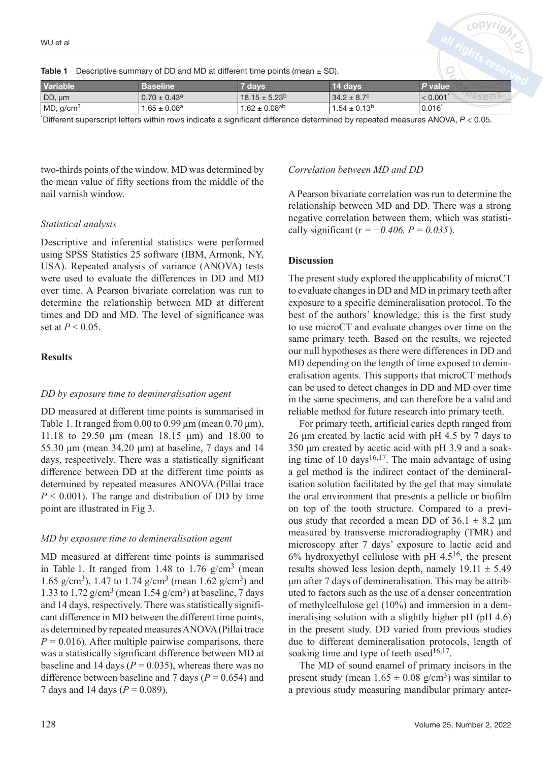**Table 1** Descriptive summary of DD and MD at different time points (mean ± SD).

| Variable | Baseline | 7 days | 14 days | P value |
|---|---|---|---|---|
| DD, μm | 0.70 ± 0.43[a] | 18.15 ± 5.23[b] | 34.2 ± 8.7[c] | < 0.001* |
| MD, g/cm$^3$ | 1.65 ± 0.08[a] | 1.62 ± 0.08[ab] | 1.54 ± 0.13[b] | 0.016* |

*Different superscript letters within rows indicate a significant difference determined by repeated measures ANOVA, $P < 0.05$.

two-thirds points of the window. MD was determined by the mean value of fifty sections from the middle of the nail varnish window.

### *Statistical analysis*

Descriptive and inferential statistics were performed using SPSS Statistics 25 software (IBM, Armonk, NY, USA). Repeated analysis of variance (ANOVA) tests were used to evaluate the differences in DD and MD over time. A Pearson bivariate correlation was run to determine the relationship between MD at different times and DD and MD. The level of significance was set at $P < 0.05$.

## Results

### *DD by exposure time to demineralisation agent*

DD measured at different time points is summarised in Table 1. It ranged from 0.00 to 0.99 μm (mean 0.70 μm), 11.18 to 29.50 μm (mean 18.15 μm) and 18.00 to 55.30 μm (mean 34.20 μm) at baseline, 7 days and 14 days, respectively. There was a statistically significant difference between DD at the different time points as determined by repeated measures ANOVA (Pillai trace $P < 0.001$). The range and distribution of DD by time point are illustrated in Fig 3.

### *MD by exposure time to demineralisation agent*

MD measured at different time points is summarised in Table 1. It ranged from 1.48 to 1.76 g/cm$^3$ (mean 1.65 g/cm$^3$), 1.47 to 1.74 g/cm$^3$ (mean 1.62 g/cm$^3$) and 1.33 to 1.72 g/cm$^3$ (mean 1.54 g/cm$^3$) at baseline, 7 days and 14 days, respectively. There was statistically significant difference in MD between the different time points, as determined by repeated measures ANOVA (Pillai trace $P = 0.016$). After multiple pairwise comparisons, there was a statistically significant difference between MD at baseline and 14 days ($P = 0.035$), whereas there was no difference between baseline and 7 days ($P = 0.654$) and 7 days and 14 days ($P = 0.089$).

### *Correlation between MD and DD*

A Pearson bivariate correlation was run to determine the relationship between MD and DD. There was a strong negative correlation between them, which was statistically significant ($r = -0.406$, $P = 0.035$).

## Discussion

The present study explored the applicability of microCT to evaluate changes in DD and MD in primary teeth after exposure to a specific demineralisation protocol. To the best of the authors' knowledge, this is the first study to use microCT and evaluate changes over time on the same primary teeth. Based on the results, we rejected our null hypotheses as there were differences in DD and MD depending on the length of time exposed to demineralisation agents. This supports that microCT methods can be used to detect changes in DD and MD over time in the same specimens, and can therefore be a valid and reliable method for future research into primary teeth.

For primary teeth, artificial caries depth ranged from 26 μm created by lactic acid with pH 4.5 by 7 days to 350 μm created by acetic acid with pH 3.9 and a soaking time of 10 days[16,17]. The main advantage of using a gel method is the indirect contact of the demineralisation solution facilitated by the gel that may simulate the oral environment that presents a pellicle or biofilm on top of the tooth structure. Compared to a previous study that recorded a mean DD of 36.1 ± 8.2 μm measured by transverse microradiography (TMR) and microscopy after 7 days' exposure to lactic acid and 6% hydroxyethyl cellulose with pH 4.5[16], the present results showed less lesion depth, namely 19.11 ± 5.49 μm after 7 days of demineralisation. This may be attributed to factors such as the use of a denser concentration of methylcellulose gel (10%) and immersion in a demineralising solution with a slightly higher pH (pH 4.6) in the present study. DD varied from previous studies due to different demineralisation protocols, length of soaking time and type of teeth used[16,17].

The MD of sound enamel of primary incisors in the present study (mean 1.65 ± 0.08 g/cm$^3$) was similar to a previous study measuring mandibular primary anter-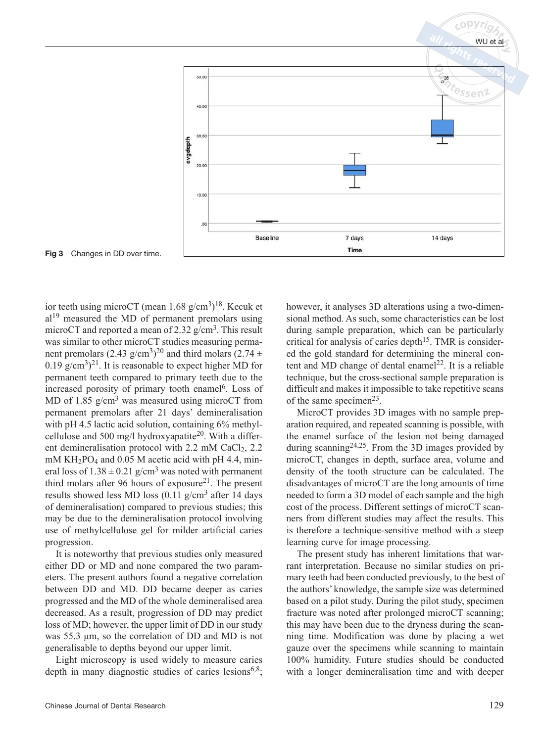Fig 3 Changes in DD over time.

ior teeth using microCT (mean 1.68 g/cm$^3$)[18]. Kecuk et al[19] measured the MD of permanent premolars using microCT and reported a mean of 2.32 g/cm$^3$. This result was similar to other microCT studies measuring permanent premolars (2.43 g/cm$^3$)[20] and third molars (2.74 ± 0.19 g/cm$^3$)[21]. It is reasonable to expect higher MD for permanent teeth compared to primary teeth due to the increased porosity of primary tooth enamel[6]. Loss of MD of 1.85 g/cm$^3$ was measured using microCT from permanent premolars after 21 days' demineralisation with pH 4.5 lactic acid solution, containing 6% methylcellulose and 500 mg/l hydroxyapatite[20]. With a different demineralisation protocol with 2.2 mM $CaCl_2$, 2.2 mM $KH_2PO_4$ and 0.05 M acetic acid with pH 4.4, mineral loss of 1.38 ± 0.21 g/cm$^3$ was noted with permanent third molars after 96 hours of exposure[21]. The present results showed less MD loss (0.11 g/cm$^3$ after 14 days of demineralisation) compared to previous studies; this may be due to the demineralisation protocol involving use of methylcellulose gel for milder artificial caries progression.

It is noteworthy that previous studies only measured either DD or MD and none compared the two parameters. The present authors found a negative correlation between DD and MD. DD became deeper as caries progressed and the MD of the whole demineralised area decreased. As a result, progression of DD may predict loss of MD; however, the upper limit of DD in our study was 55.3 µm, so the correlation of DD and MD is not generalisable to depths beyond our upper limit.

Light microscopy is used widely to measure caries depth in many diagnostic studies of caries lesions[6,8]; however, it analyses 3D alterations using a two-dimensional method. As such, some characteristics can be lost during sample preparation, which can be particularly critical for analysis of caries depth[15]. TMR is considered the gold standard for determining the mineral content and MD change of dental enamel[22]. It is a reliable technique, but the cross-sectional sample preparation is difficult and makes it impossible to take repetitive scans of the same specimen[23].

MicroCT provides 3D images with no sample preparation required, and repeated scanning is possible, with the enamel surface of the lesion not being damaged during scanning[24,25]. From the 3D images provided by microCT, changes in depth, surface area, volume and density of the tooth structure can be calculated. The disadvantages of microCT are the long amounts of time needed to form a 3D model of each sample and the high cost of the process. Different settings of microCT scanners from different studies may affect the results. This is therefore a technique-sensitive method with a steep learning curve for image processing.

The present study has inherent limitations that warrant interpretation. Because no similar studies on primary teeth had been conducted previously, to the best of the authors' knowledge, the sample size was determined based on a pilot study. During the pilot study, specimen fracture was noted after prolonged microCT scanning; this may have been due to the dryness during the scanning time. Modification was done by placing a wet gauze over the specimens while scanning to maintain 100% humidity. Future studies should be conducted with a longer demineralisation time and with deeper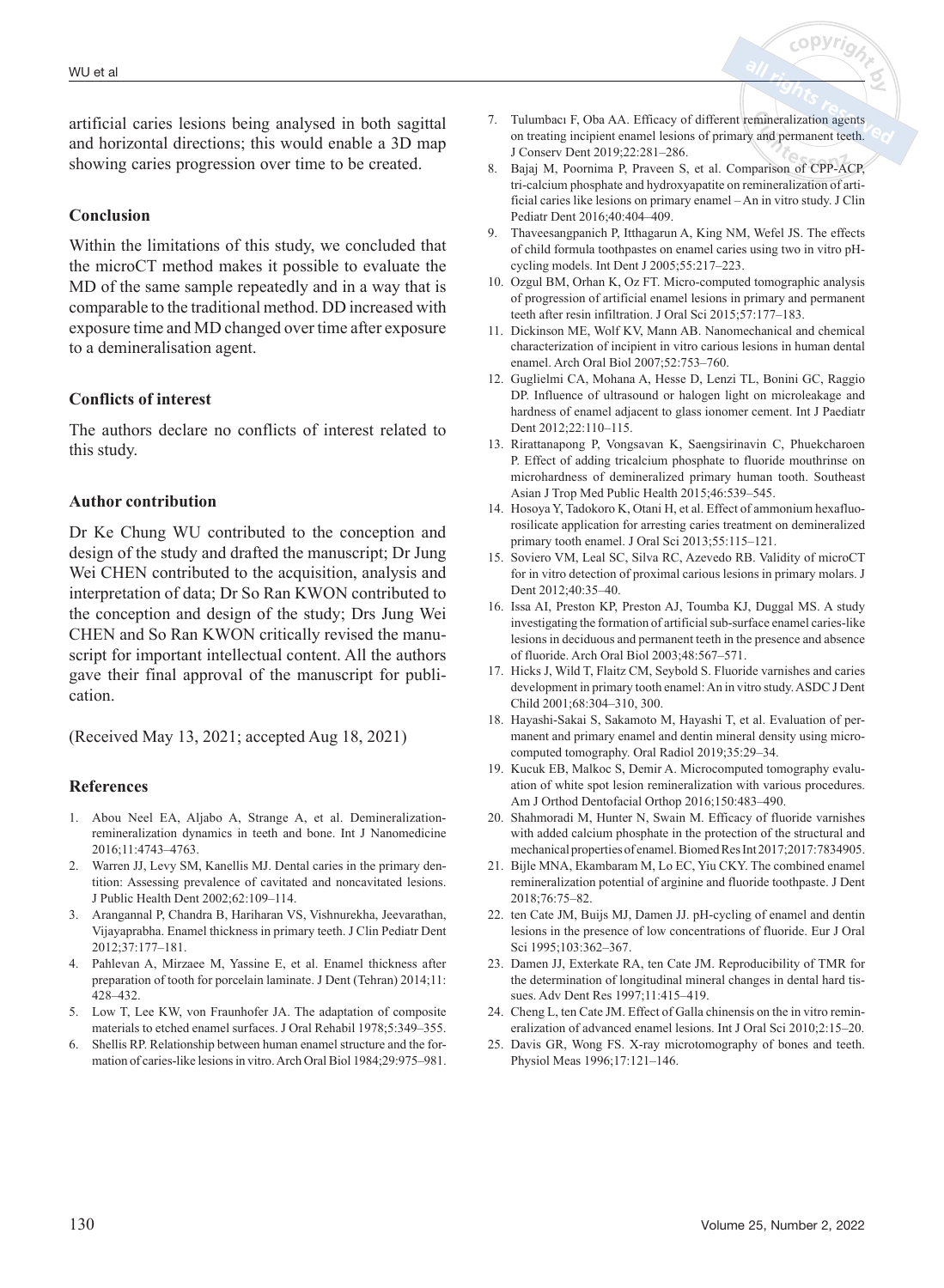artificial caries lesions being analysed in both sagittal and horizontal directions; this would enable a 3D map showing caries progression over time to be created.

## Conclusion

Within the limitations of this study, we concluded that the microCT method makes it possible to evaluate the MD of the same sample repeatedly and in a way that is comparable to the traditional method. DD increased with exposure time and MD changed over time after exposure to a demineralisation agent.

## Conflicts of interest

The authors declare no conflicts of interest related to this study.

## Author contribution

Dr Ke Chung WU contributed to the conception and design of the study and drafted the manuscript; Dr Jung Wei CHEN contributed to the acquisition, analysis and interpretation of data; Dr So Ran KWON contributed to the conception and design of the study; Drs Jung Wei CHEN and So Ran KWON critically revised the manuscript for important intellectual content. All the authors gave their final approval of the manuscript for publication.

(Received May 13, 2021; accepted Aug 18, 2021)

## References

1. Abou Neel EA, Aljabo A, Strange A, et al. Demineralization-remineralization dynamics in teeth and bone. Int J Nanomedicine 2016;11:4743–4763.
2. Warren JJ, Levy SM, Kanellis MJ. Dental caries in the primary dentition: Assessing prevalence of cavitated and noncavitated lesions. J Public Health Dent 2002;62:109–114.
3. Arangannal P, Chandra B, Hariharan VS, Vishnurekha, Jeevarathan, Vijayaprabha. Enamel thickness in primary teeth. J Clin Pediatr Dent 2012;37:177–181.
4. Pahlevan A, Mirzaee M, Yassine E, et al. Enamel thickness after preparation of tooth for porcelain laminate. J Dent (Tehran) 2014;11:428–432.
5. Low T, Lee KW, von Fraunhofer JA. The adaptation of composite materials to etched enamel surfaces. J Oral Rehabil 1978;5:349–355.
6. Shellis RP. Relationship between human enamel structure and the formation of caries-like lesions in vitro. Arch Oral Biol 1984;29:975–981.
7. Tulumbacı F, Oba AA. Efficacy of different remineralization agents on treating incipient enamel lesions of primary and permanent teeth. J Conserv Dent 2019;22:281–286.
8. Bajaj M, Poornima P, Praveen S, et al. Comparison of CPP-ACP, tri-calcium phosphate and hydroxyapatite on remineralization of artificial caries like lesions on primary enamel – An in vitro study. J Clin Pediatr Dent 2016;40:404–409.
9. Thaveesangpanich P, Itthagarun A, King NM, Wefel JS. The effects of child formula toothpastes on enamel caries using two in vitro pH-cycling models. Int Dent J 2005;55:217–223.
10. Ozgul BM, Orhan K, Oz FT. Micro-computed tomographic analysis of progression of artificial enamel lesions in primary and permanent teeth after resin infiltration. J Oral Sci 2015;57:177–183.
11. Dickinson ME, Wolf KV, Mann AB. Nanomechanical and chemical characterization of incipient in vitro carious lesions in human dental enamel. Arch Oral Biol 2007;52:753–760.
12. Guglielmi CA, Mohana A, Hesse D, Lenzi TL, Bonini GC, Raggio DP. Influence of ultrasound or halogen light on microleakage and hardness of enamel adjacent to glass ionomer cement. Int J Paediatr Dent 2012;22:110–115.
13. Rirattanapong P, Vongsavan K, Saengsirinavin C, Phuekcharoen P. Effect of adding tricalcium phosphate to fluoride mouthrinse on microhardness of demineralized primary human tooth. Southeast Asian J Trop Med Public Health 2015;46:539–545.
14. Hosoya Y, Tadokoro K, Otani H, et al. Effect of ammonium hexafluorosilicate application for arresting caries treatment on demineralized primary tooth enamel. J Oral Sci 2013;55:115–121.
15. Soviero VM, Leal SC, Silva RC, Azevedo RB. Validity of microCT for in vitro detection of proximal carious lesions in primary molars. J Dent 2012;40:35–40.
16. Issa AI, Preston KP, Preston AJ, Toumba KJ, Duggal MS. A study investigating the formation of artificial sub-surface enamel caries-like lesions in deciduous and permanent teeth in the presence and absence of fluoride. Arch Oral Biol 2003;48:567–571.
17. Hicks J, Wild T, Flaitz CM, Seybold S. Fluoride varnishes and caries development in primary tooth enamel: An in vitro study. ASDC J Dent Child 2001;68:304–310, 300.
18. Hayashi-Sakai S, Sakamoto M, Hayashi T, et al. Evaluation of permanent and primary enamel and dentin mineral density using micro-computed tomography. Oral Radiol 2019;35:29–34.
19. Kucuk EB, Malkoc S, Demir A. Microcomputed tomography evaluation of white spot lesion remineralization with various procedures. Am J Orthod Dentofacial Orthop 2016;150:483–490.
20. Shahmoradi M, Hunter N, Swain M. Efficacy of fluoride varnishes with added calcium phosphate in the protection of the structural and mechanical properties of enamel. Biomed Res Int 2017;2017:7834905.
21. Bijle MNA, Ekambaram M, Lo EC, Yiu CKY. The combined enamel remineralization potential of arginine and fluoride toothpaste. J Dent 2018;76:75–82.
22. ten Cate JM, Buijs MJ, Damen JJ. pH-cycling of enamel and dentin lesions in the presence of low concentrations of fluoride. Eur J Oral Sci 1995;103:362–367.
23. Damen JJ, Exterkate RA, ten Cate JM. Reproducibility of TMR for the determination of longitudinal mineral changes in dental hard tissues. Adv Dent Res 1997;11:415–419.
24. Cheng L, ten Cate JM. Effect of Galla chinensis on the in vitro remineralization of advanced enamel lesions. Int J Oral Sci 2010;2:15–20.
25. Davis GR, Wong FS. X-ray microtomography of bones and teeth. Physiol Meas 1996;17:121–146.